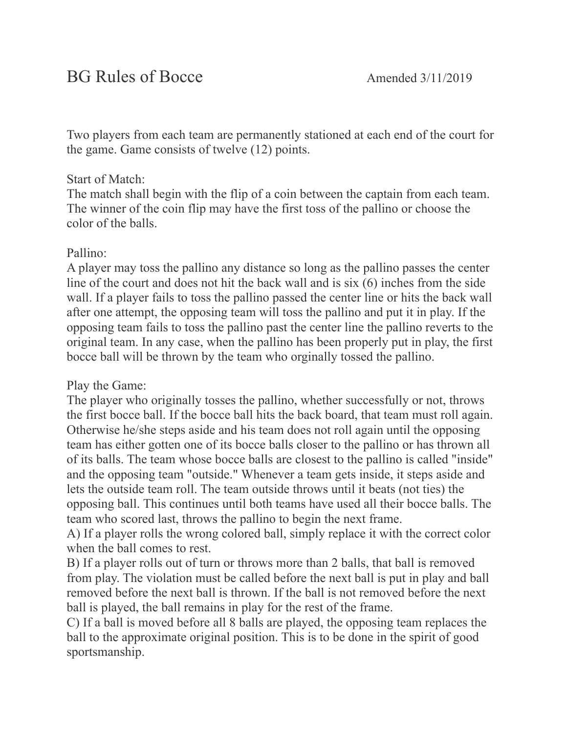# BG Rules of Bocce

Amended 3/11/2019

Two players from each team are permanently stationed at each end of the court for the game. Game consists of twelve (12) points.

Start of Match:
The match shall begin with the flip of a coin between the captain from each team. The winner of the coin flip may have the first toss of the pallino or choose the color of the balls.

Pallino:
A player may toss the pallino any distance so long as the pallino passes the center line of the court and does not hit the back wall and is six (6) inches from the side wall. If a player fails to toss the pallino passed the center line or hits the back wall after one attempt, the opposing team will toss the pallino and put it in play. If the opposing team fails to toss the pallino past the center line the pallino reverts to the original team. In any case, when the pallino has been properly put in play, the first bocce ball will be thrown by the team who orginally tossed the pallino.

Play the Game:
The player who originally tosses the pallino, whether successfully or not, throws the first bocce ball. If the bocce ball hits the back board, that team must roll again. Otherwise he/she steps aside and his team does not roll again until the opposing team has either gotten one of its bocce balls closer to the pallino or has thrown all of its balls. The team whose bocce balls are closest to the pallino is called "inside" and the opposing team "outside." Whenever a team gets inside, it steps aside and lets the outside team roll. The team outside throws until it beats (not ties) the opposing ball. This continues until both teams have used all their bocce balls. The team who scored last, throws the pallino to begin the next frame.

A) If a player rolls the wrong colored ball, simply replace it with the correct color when the ball comes to rest.

B) If a player rolls out of turn or throws more than 2 balls, that ball is removed from play. The violation must be called before the next ball is put in play and ball removed before the next ball is thrown. If the ball is not removed before the next ball is played, the ball remains in play for the rest of the frame.

C) If a ball is moved before all 8 balls are played, the opposing team replaces the ball to the approximate original position. This is to be done in the spirit of good sportsmanship.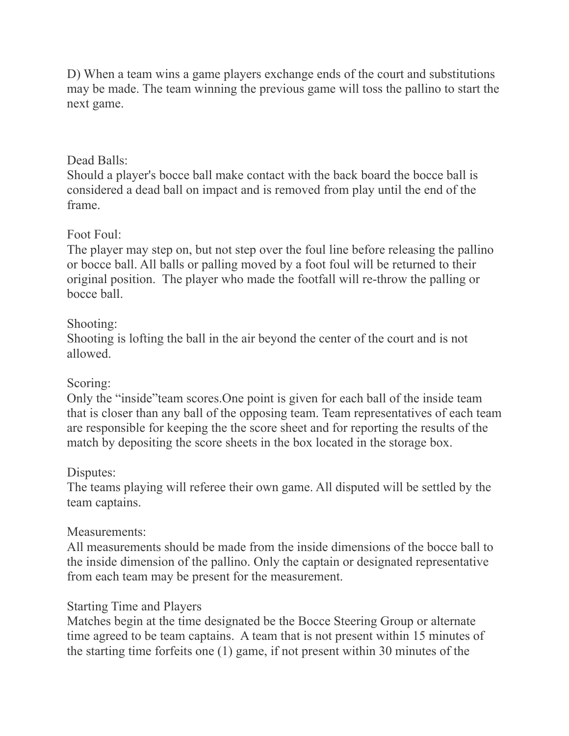D) When a team wins a game players exchange ends of the court and substitutions may be made. The team winning the previous game will toss the pallino to start the next game.

Dead Balls:
Should a player's bocce ball make contact with the back board the bocce ball is considered a dead ball on impact and is removed from play until the end of the frame.

Foot Foul:
The player may step on, but not step over the foul line before releasing the pallino or bocce ball. All balls or palling moved by a foot foul will be returned to their original position. The player who made the footfall will re-throw the palling or bocce ball.

Shooting:
Shooting is lofting the ball in the air beyond the center of the court and is not allowed.

Scoring:
Only the "inside"team scores.One point is given for each ball of the inside team that is closer than any ball of the opposing team. Team representatives of each team are responsible for keeping the the score sheet and for reporting the results of the match by depositing the score sheets in the box located in the storage box.

Disputes:
The teams playing will referee their own game. All disputed will be settled by the team captains.

Measurements:
All measurements should be made from the inside dimensions of the bocce ball to the inside dimension of the pallino. Only the captain or designated representative from each team may be present for the measurement.

Starting Time and Players
Matches begin at the time designated be the Bocce Steering Group or alternate time agreed to be team captains. A team that is not present within 15 minutes of the starting time forfeits one (1) game, if not present within 30 minutes of the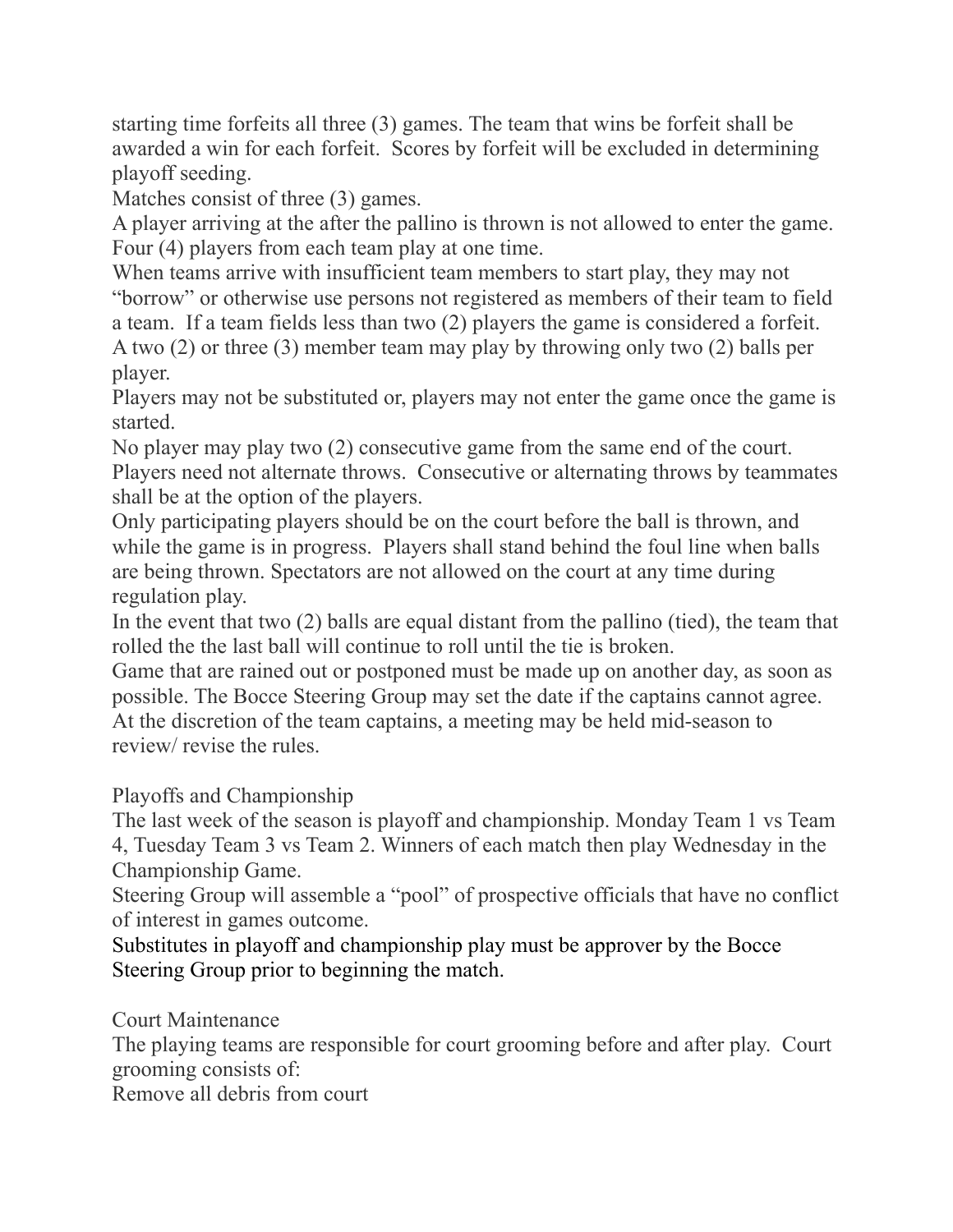starting time forfeits all three (3) games. The team that wins be forfeit shall be awarded a win for each forfeit. Scores by forfeit will be excluded in determining playoff seeding.

Matches consist of three (3) games.

A player arriving at the after the pallino is thrown is not allowed to enter the game.

Four (4) players from each team play at one time.

When teams arrive with insufficient team members to start play, they may not "borrow" or otherwise use persons not registered as members of their team to field a team. If a team fields less than two (2) players the game is considered a forfeit.

A two (2) or three (3) member team may play by throwing only two (2) balls per player.

Players may not be substituted or, players may not enter the game once the game is started.

No player may play two (2) consecutive game from the same end of the court.

Players need not alternate throws. Consecutive or alternating throws by teammates shall be at the option of the players.

Only participating players should be on the court before the ball is thrown, and while the game is in progress. Players shall stand behind the foul line when balls are being thrown. Spectators are not allowed on the court at any time during regulation play.

In the event that two (2) balls are equal distant from the pallino (tied), the team that rolled the the last ball will continue to roll until the tie is broken.

Game that are rained out or postponed must be made up on another day, as soon as possible. The Bocce Steering Group may set the date if the captains cannot agree.

At the discretion of the team captains, a meeting may be held mid-season to review/ revise the rules.

## Playoffs and Championship

The last week of the season is playoff and championship. Monday Team 1 vs Team 4, Tuesday Team 3 vs Team 2. Winners of each match then play Wednesday in the Championship Game.

Steering Group will assemble a "pool" of prospective officials that have no conflict of interest in games outcome.

Substitutes in playoff and championship play must be approver by the Bocce Steering Group prior to beginning the match.

## Court Maintenance

The playing teams are responsible for court grooming before and after play. Court grooming consists of:

Remove all debris from court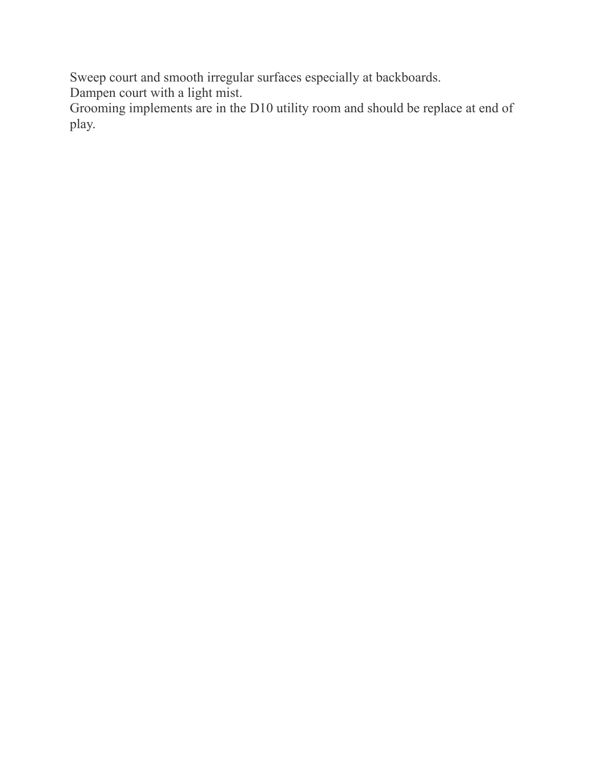Sweep court and smooth irregular surfaces especially at backboards.
Dampen court with a light mist.
Grooming implements are in the D10 utility room and should be replace at end of play.